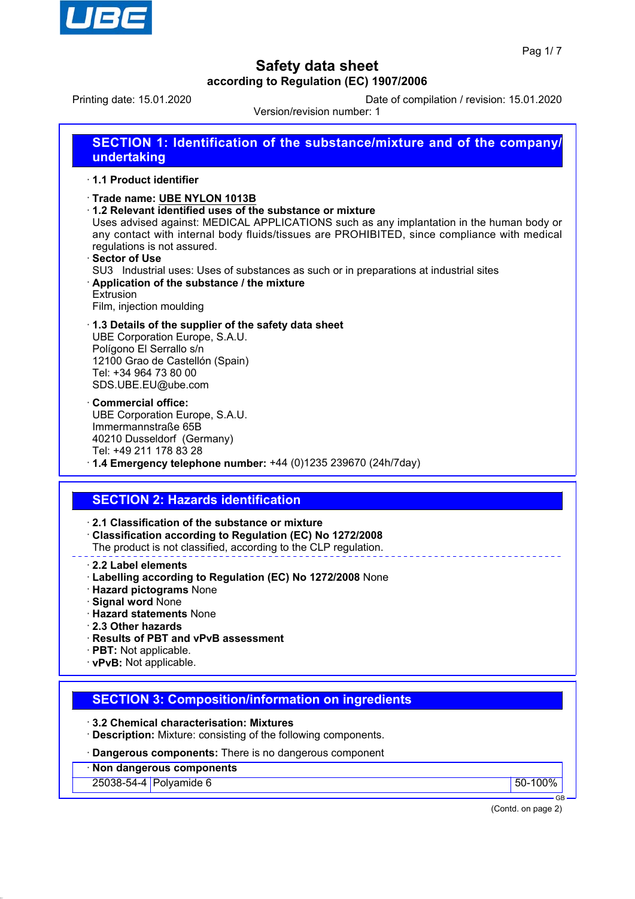# Safety data sheet

**according to Regulation (EC) 1907/2006**

Printing date: 15.01.2020

Date of compilation / revision: 15.01.2020

Version/revision number: 1

## SECTION 1: Identification of the substance/mixture and of the company/undertaking

· **1.1 Product identifier**

· **Trade name: UBE NYLON 1013B**

· **1.2 Relevant identified uses of the substance or mixture**

Uses advised against: MEDICAL APPLICATIONS such as any implantation in the human body or any contact with internal body fluids/tissues are PROHIBITED, since compliance with medical regulations is not assured.

· **Sector of Use**

SU3 Industrial uses: Uses of substances as such or in preparations at industrial sites

· **Application of the substance / the mixture**

Extrusion

Film, injection moulding

· **1.3 Details of the supplier of the safety data sheet**

UBE Corporation Europe, S.A.U.

Polígono El Serrallo s/n

12100 Grao de Castellón (Spain)

Tel: +34 964 73 80 00

SDS.UBE.EU@ube.com

· **Commercial office:**

UBE Corporation Europe, S.A.U.

Immermannstraße 65B

40210 Dusseldorf (Germany)

Tel: +49 211 178 83 28

· **1.4 Emergency telephone number:** +44 (0)1235 239670 (24h/7day)

## SECTION 2: Hazards identification

· **2.1 Classification of the substance or mixture**

· **Classification according to Regulation (EC) No 1272/2008**

The product is not classified, according to the CLP regulation.

· **2.2 Label elements**

· **Labelling according to Regulation (EC) No 1272/2008** None

· **Hazard pictograms** None

· **Signal word** None

· **Hazard statements** None

· **2.3 Other hazards**

· **Results of PBT and vPvB assessment**

· **PBT:** Not applicable.

· **vPvB:** Not applicable.

## SECTION 3: Composition/information on ingredients

· **3.2 Chemical characterisation: Mixtures**

· **Description:** Mixture: consisting of the following components.

· **Dangerous components:** There is no dangerous component

| · **Non dangerous components** | | |
|---|---|---|
| 25038-54-4 | Polyamide 6 | 50-100% |

(Contd. on page 2)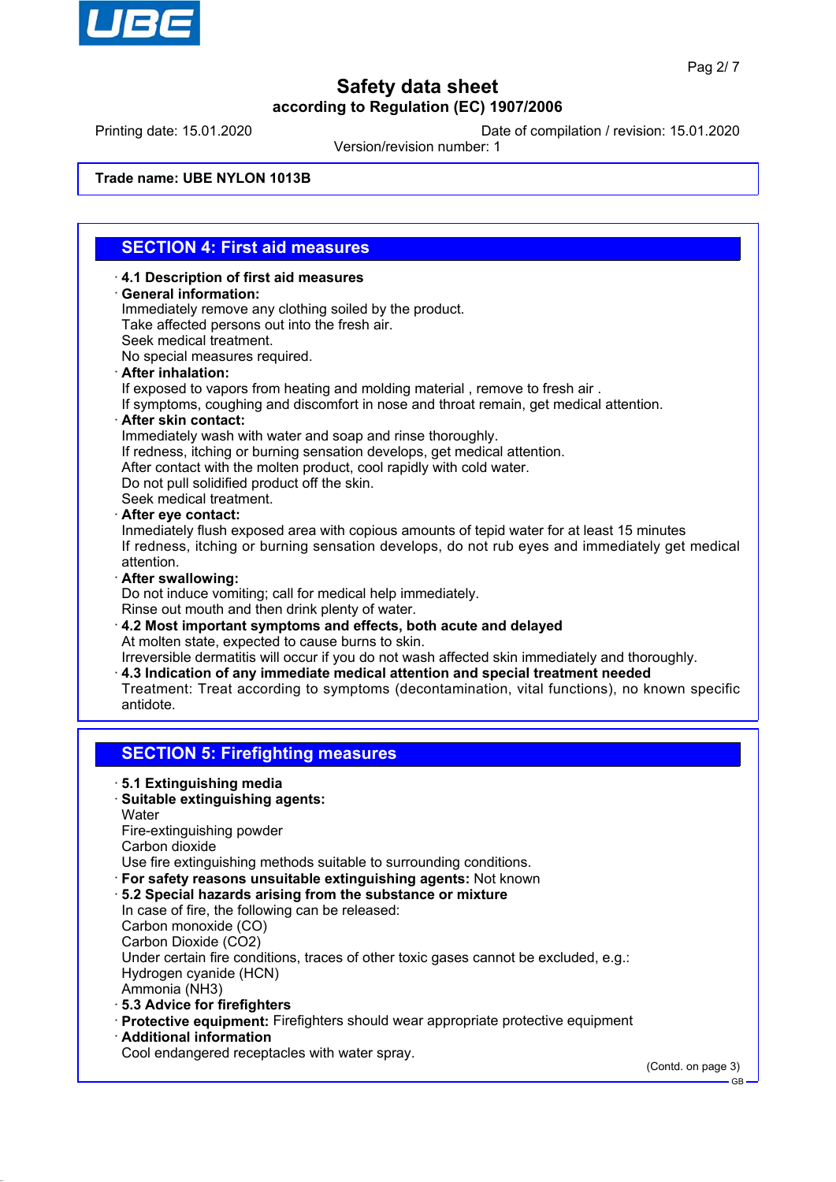**Trade name: UBE NYLON 1013B**

## SECTION 4: First aid measures

· **4.1 Description of first aid measures**

· **General information:**
Immediately remove any clothing soiled by the product.
Take affected persons out into the fresh air.
Seek medical treatment.
No special measures required.

· **After inhalation:**
If exposed to vapors from heating and molding material , remove to fresh air .
If symptoms, coughing and discomfort in nose and throat remain, get medical attention.

· **After skin contact:**
Immediately wash with water and soap and rinse thoroughly.
If redness, itching or burning sensation develops, get medical attention.
After contact with the molten product, cool rapidly with cold water.
Do not pull solidified product off the skin.
Seek medical treatment.

· **After eye contact:**
Inmediately flush exposed area with copious amounts of tepid water for at least 15 minutes
If redness, itching or burning sensation develops, do not rub eyes and immediately get medical attention.

· **After swallowing:**
Do not induce vomiting; call for medical help immediately.
Rinse out mouth and then drink plenty of water.

· **4.2 Most important symptoms and effects, both acute and delayed**
At molten state, expected to cause burns to skin.
Irreversible dermatitis will occur if you do not wash affected skin immediately and thoroughly.

· **4.3 Indication of any immediate medical attention and special treatment needed**
Treatment: Treat according to symptoms (decontamination, vital functions), no known specific antidote.

## SECTION 5: Firefighting measures

· **5.1 Extinguishing media**

· **Suitable extinguishing agents:**
Water
Fire-extinguishing powder
Carbon dioxide
Use fire extinguishing methods suitable to surrounding conditions.

· **For safety reasons unsuitable extinguishing agents:** Not known

· **5.2 Special hazards arising from the substance or mixture**
In case of fire, the following can be released:
Carbon monoxide (CO)
Carbon Dioxide ($CO_2$)
Under certain fire conditions, traces of other toxic gases cannot be excluded, e.g.:
Hydrogen cyanide (HCN)
Ammonia ($NH_3$)

· **5.3 Advice for firefighters**

· **Protective equipment:** Firefighters should wear appropriate protective equipment

· **Additional information**
Cool endangered receptacles with water spray.

(Contd. on page 3)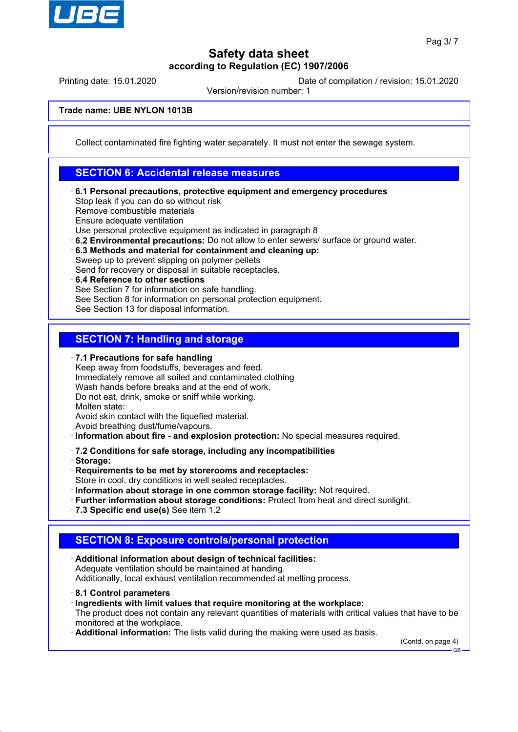Collect contaminated fire fighting water separately. It must not enter the sewage system.

## SECTION 6: Accidental release measures

- **6.1 Personal precautions, protective equipment and emergency procedures**
  Stop leak if you can do so without risk
  Remove combustible materials
  Ensure adequate ventilation
  Use personal protective equipment as indicated in paragraph 8
- **6.2 Environmental precautions:** Do not allow to enter sewers/ surface or ground water.
- **6.3 Methods and material for containment and cleaning up:**
  Sweep up to prevent slipping on polymer pellets
  Send for recovery or disposal in suitable receptacles.
- **6.4 Reference to other sections**
  See Section 7 for information on safe handling.
  See Section 8 for information on personal protection equipment.
  See Section 13 for disposal information.

## SECTION 7: Handling and storage

- **7.1 Precautions for safe handling**
  Keep away from foodstuffs, beverages and feed.
  Immediately remove all soiled and contaminated clothing
  Wash hands before breaks and at the end of work.
  Do not eat, drink, smoke or sniff while working.
  Molten state:
  Avoid skin contact with the liquefied material.
  Avoid breathing dust/fume/vapours.
- **Information about fire - and explosion protection:** No special measures required.

- **7.2 Conditions for safe storage, including any incompatibilities**
- **Storage:**
- **Requirements to be met by storerooms and receptacles:**
  Store in cool, dry conditions in well sealed receptacles.
- **Information about storage in one common storage facility:** Not required.
- **Further information about storage conditions:** Protect from heat and direct sunlight.
- **7.3 Specific end use(s)** See item 1.2

## SECTION 8: Exposure controls/personal protection

- **Additional information about design of technical facilities:**
  Adequate ventilation should be maintained at handing.
  Additionally, local exhaust ventilation recommended at melting process.

- **8.1 Control parameters**
- **Ingredients with limit values that require monitoring at the workplace:**
  The product does not contain any relevant quantities of materials with critical values that have to be monitored at the workplace.
- **Additional information:** The lists valid during the making were used as basis.

(Contd. on page 4)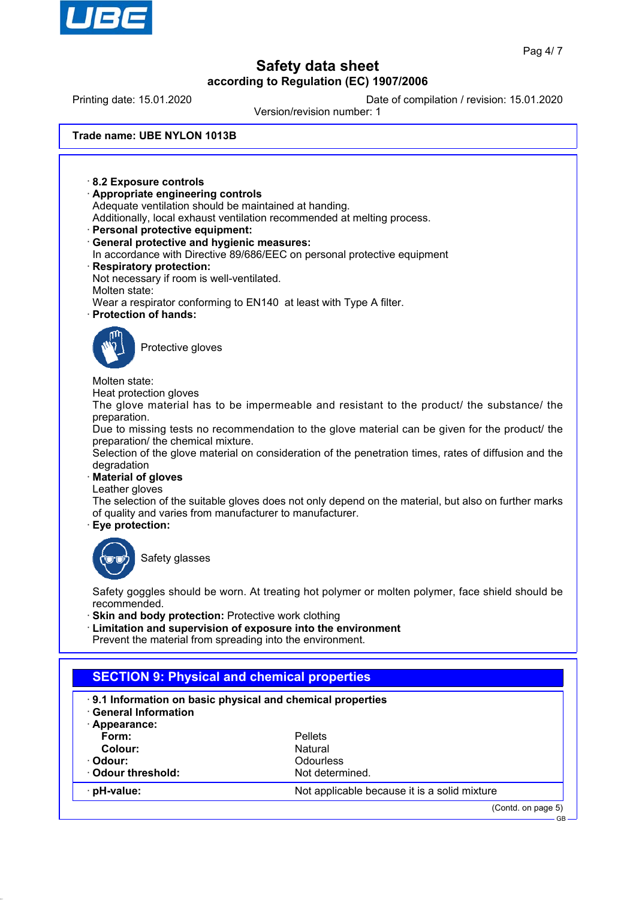**Trade name: UBE NYLON 1013B**

· **8.2 Exposure controls**
· **Appropriate engineering controls**
Adequate ventilation should be maintained at handing.
Additionally, local exhaust ventilation recommended at melting process.
· **Personal protective equipment:**
· **General protective and hygienic measures:**
In accordance with Directive 89/686/EEC on personal protective equipment
· **Respiratory protection:**
Not necessary if room is well-ventilated.
Molten state:
Wear a respirator conforming to EN140 at least with Type A filter.
· **Protection of hands:**

Protective gloves

Molten state:
Heat protection gloves
The glove material has to be impermeable and resistant to the product/ the substance/ the preparation.
Due to missing tests no recommendation to the glove material can be given for the product/ the preparation/ the chemical mixture.
Selection of the glove material on consideration of the penetration times, rates of diffusion and the degradation
· **Material of gloves**
Leather gloves
The selection of the suitable gloves does not only depend on the material, but also on further marks of quality and varies from manufacturer to manufacturer.
· **Eye protection:**

Safety glasses

Safety goggles should be worn. At treating hot polymer or molten polymer, face shield should be recommended.
· **Skin and body protection:** Protective work clothing
· **Limitation and supervision of exposure into the environment**
Prevent the material from spreading into the environment.

## SECTION 9: Physical and chemical properties

· **9.1 Information on basic physical and chemical properties**
· **General Information**

| | |
|---|---|
| · **Appearance:** | |
| **Form:** | Pellets |
| **Colour:** | Natural |
| · **Odour:** | Odourless |
| · **Odour threshold:** | Not determined. |
| · **pH-value:** | Not applicable because it is a solid mixture |

(Contd. on page 5)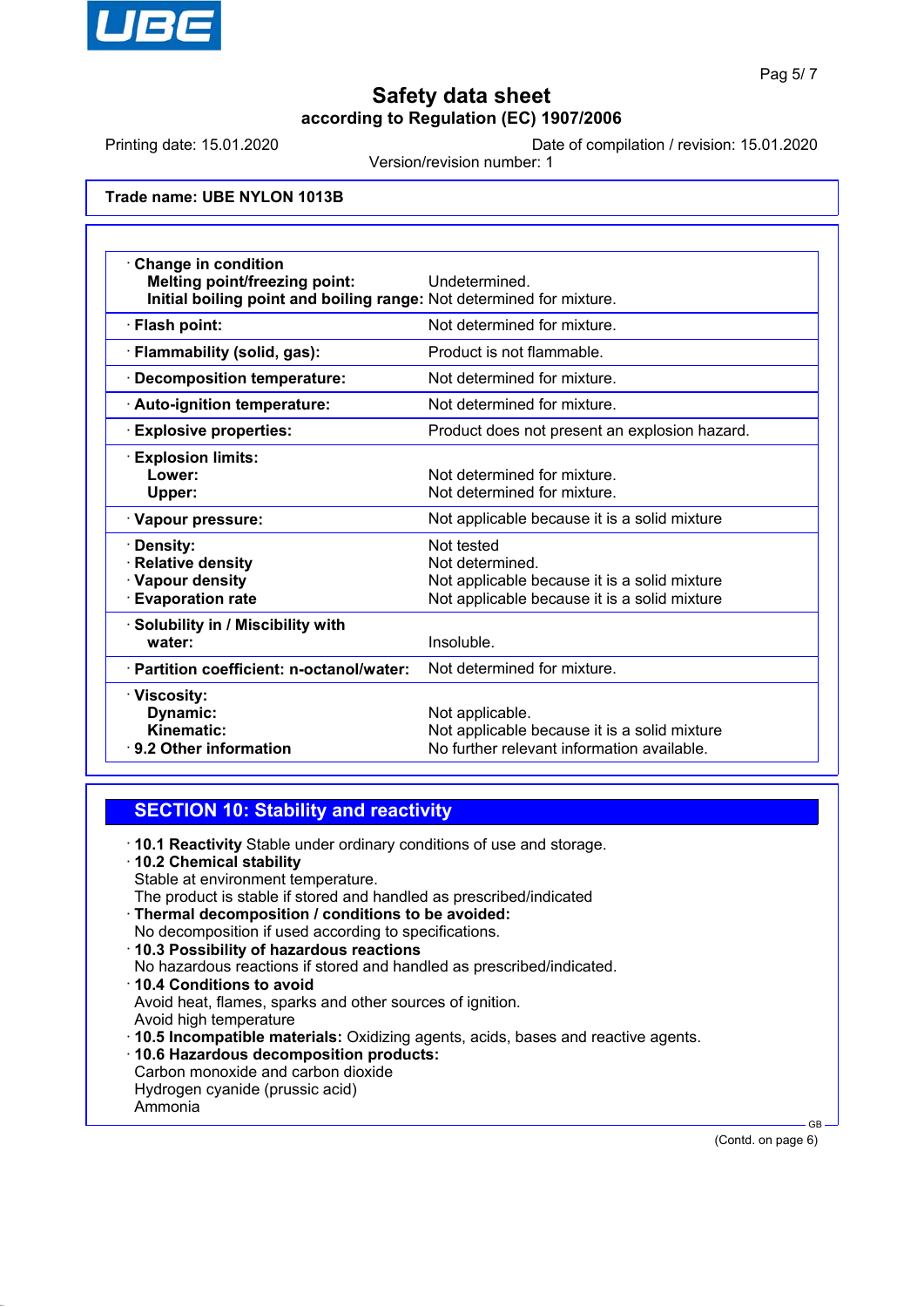**Trade name: UBE NYLON 1013B**

| Property | Value |
|---|---|
| · **Change in condition** | |
| **Melting point/freezing point:** | Undetermined. |
| **Initial boiling point and boiling range:** | Not determined for mixture. |
| · **Flash point:** | Not determined for mixture. |
| · **Flammability (solid, gas):** | Product is not flammable. |
| · **Decomposition temperature:** | Not determined for mixture. |
| · **Auto-ignition temperature:** | Not determined for mixture. |
| · **Explosive properties:** | Product does not present an explosion hazard. |
| · **Explosion limits:** | |
| **Lower:** | Not determined for mixture. |
| **Upper:** | Not determined for mixture. |
| · **Vapour pressure:** | Not applicable because it is a solid mixture |
| · **Density:** | Not tested |
| · **Relative density** | Not determined. |
| · **Vapour density** | Not applicable because it is a solid mixture |
| · **Evaporation rate** | Not applicable because it is a solid mixture |
| · **Solubility in / Miscibility with** | |
| **water:** | Insoluble. |
| · **Partition coefficient: n-octanol/water:** | Not determined for mixture. |
| · **Viscosity:** | |
| **Dynamic:** | Not applicable. |
| **Kinematic:** | Not applicable because it is a solid mixture |
| · **9.2 Other information** | No further relevant information available. |

## SECTION 10: Stability and reactivity

- **10.1 Reactivity** Stable under ordinary conditions of use and storage.
- **10.2 Chemical stability**
  Stable at environment temperature.
  The product is stable if stored and handled as prescribed/indicated
- **Thermal decomposition / conditions to be avoided:**
  No decomposition if used according to specifications.
- **10.3 Possibility of hazardous reactions**
  No hazardous reactions if stored and handled as prescribed/indicated.
- **10.4 Conditions to avoid**
  Avoid heat, flames, sparks and other sources of ignition.
  Avoid high temperature
- **10.5 Incompatible materials:** Oxidizing agents, acids, bases and reactive agents.
- **10.6 Hazardous decomposition products:**
  Carbon monoxide and carbon dioxide
  Hydrogen cyanide (prussic acid)
  Ammonia

(Contd. on page 6)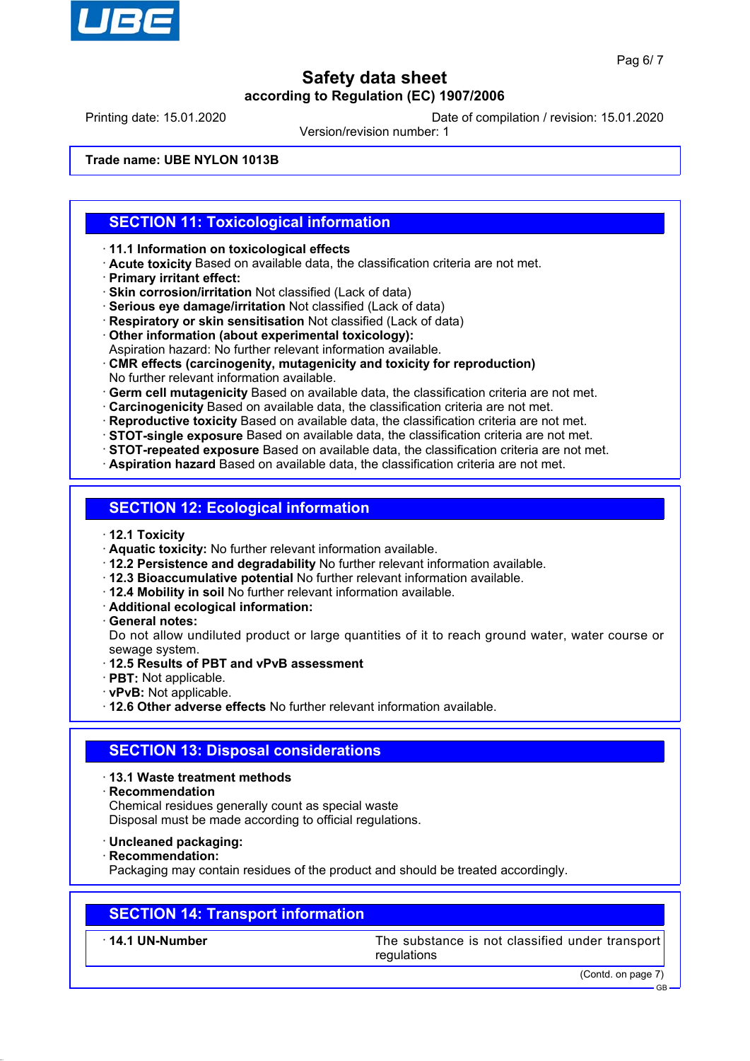Trade name: **UBE NYLON 1013B**

## SECTION 11: Toxicological information

- **11.1 Information on toxicological effects**
- **Acute toxicity** Based on available data, the classification criteria are not met.
- **Primary irritant effect:**
- **Skin corrosion/irritation** Not classified (Lack of data)
- **Serious eye damage/irritation** Not classified (Lack of data)
- **Respiratory or skin sensitisation** Not classified (Lack of data)
- **Other information (about experimental toxicology):**
  Aspiration hazard: No further relevant information available.
- **CMR effects (carcinogenity, mutagenicity and toxicity for reproduction)**
  No further relevant information available.
- **Germ cell mutagenicity** Based on available data, the classification criteria are not met.
- **Carcinogenicity** Based on available data, the classification criteria are not met.
- **Reproductive toxicity** Based on available data, the classification criteria are not met.
- **STOT-single exposure** Based on available data, the classification criteria are not met.
- **STOT-repeated exposure** Based on available data, the classification criteria are not met.
- **Aspiration hazard** Based on available data, the classification criteria are not met.

## SECTION 12: Ecological information

- **12.1 Toxicity**
- **Aquatic toxicity:** No further relevant information available.
- **12.2 Persistence and degradability** No further relevant information available.
- **12.3 Bioaccumulative potential** No further relevant information available.
- **12.4 Mobility in soil** No further relevant information available.
- **Additional ecological information:**
- **General notes:**
  Do not allow undiluted product or large quantities of it to reach ground water, water course or sewage system.
- **12.5 Results of PBT and vPvB assessment**
- **PBT:** Not applicable.
- **vPvB:** Not applicable.
- **12.6 Other adverse effects** No further relevant information available.

## SECTION 13: Disposal considerations

- **13.1 Waste treatment methods**
- **Recommendation**
  Chemical residues generally count as special waste
  Disposal must be made according to official regulations.

- **Uncleaned packaging:**
- **Recommendation:**
  Packaging may contain residues of the product and should be treated accordingly.

## SECTION 14: Transport information

| | |
|---|---|
| **14.1 UN-Number** | The substance is not classified under transport regulations |

(Contd. on page 7)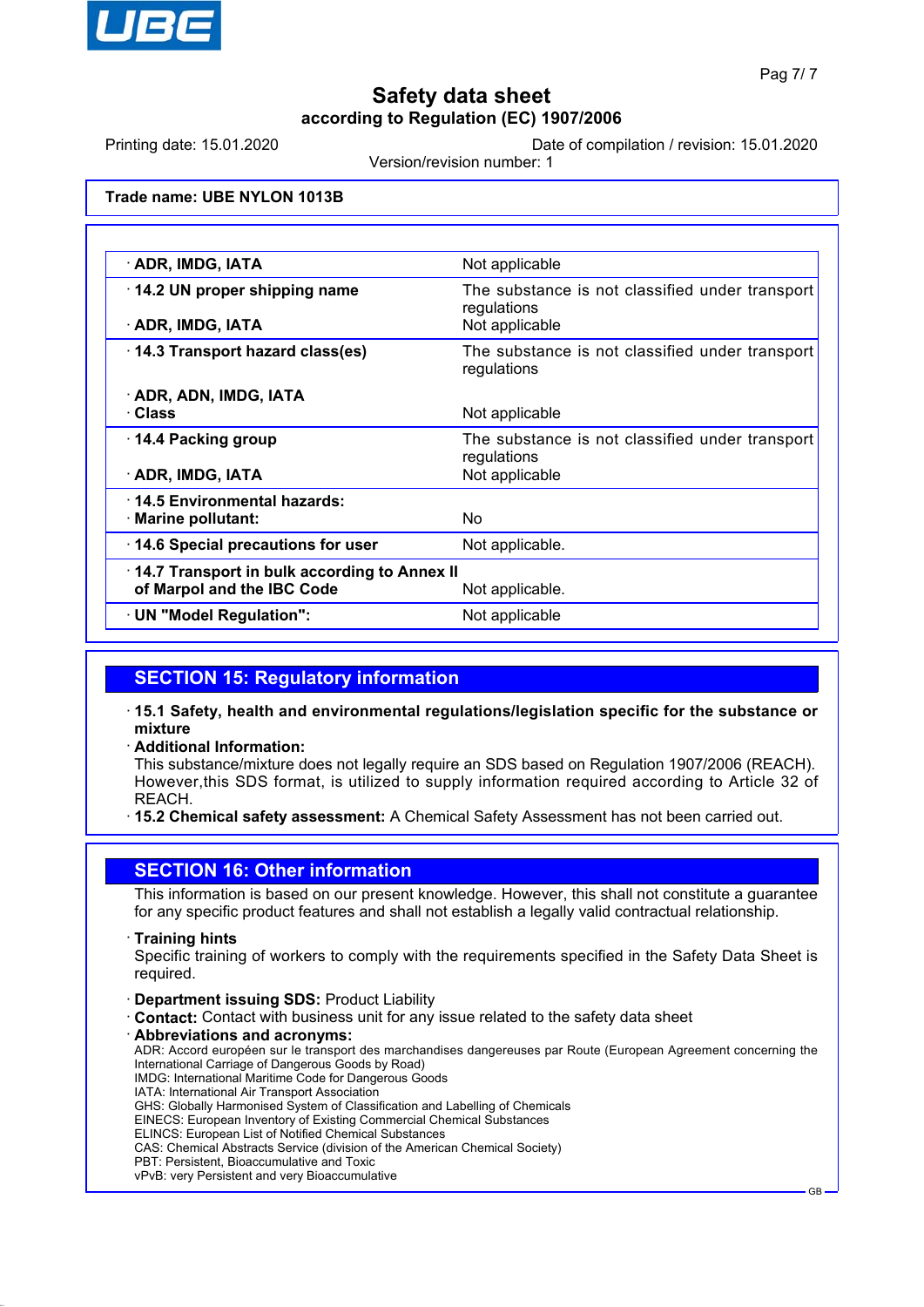| | |
|---|---|
| · ADR, IMDG, IATA | Not applicable |
| · 14.2 UN proper shipping name | The substance is not classified under transport regulations |
| · ADR, IMDG, IATA | Not applicable |
| · 14.3 Transport hazard class(es) | The substance is not classified under transport regulations |
| · ADR, ADN, IMDG, IATA · Class | Not applicable |
| · 14.4 Packing group | The substance is not classified under transport regulations |
| · ADR, IMDG, IATA | Not applicable |
| · 14.5 Environmental hazards: · Marine pollutant: | No |
| · 14.6 Special precautions for user | Not applicable. |
| · 14.7 Transport in bulk according to Annex II of Marpol and the IBC Code | Not applicable. |
| · UN "Model Regulation": | Not applicable |

## SECTION 15: Regulatory information

· **15.1 Safety, health and environmental regulations/legislation specific for the substance or mixture**
· **Additional Information:**
This substance/mixture does not legally require an SDS based on Regulation 1907/2006 (REACH). However,this SDS format, is utilized to supply information required according to Article 32 of REACH.
· **15.2 Chemical safety assessment:** A Chemical Safety Assessment has not been carried out.

## SECTION 16: Other information

This information is based on our present knowledge. However, this shall not constitute a guarantee for any specific product features and shall not establish a legally valid contractual relationship.

· **Training hints**
Specific training of workers to comply with the requirements specified in the Safety Data Sheet is required.

· **Department issuing SDS:** Product Liability
· **Contact:** Contact with business unit for any issue related to the safety data sheet
· **Abbreviations and acronyms:**
ADR: Accord européen sur le transport des marchandises dangereuses par Route (European Agreement concerning the International Carriage of Dangerous Goods by Road)
IMDG: International Maritime Code for Dangerous Goods
IATA: International Air Transport Association
GHS: Globally Harmonised System of Classification and Labelling of Chemicals
EINECS: European Inventory of Existing Commercial Chemical Substances
ELINCS: European List of Notified Chemical Substances
CAS: Chemical Abstracts Service (division of the American Chemical Society)
PBT: Persistent, Bioaccumulative and Toxic
vPvB: very Persistent and very Bioaccumulative